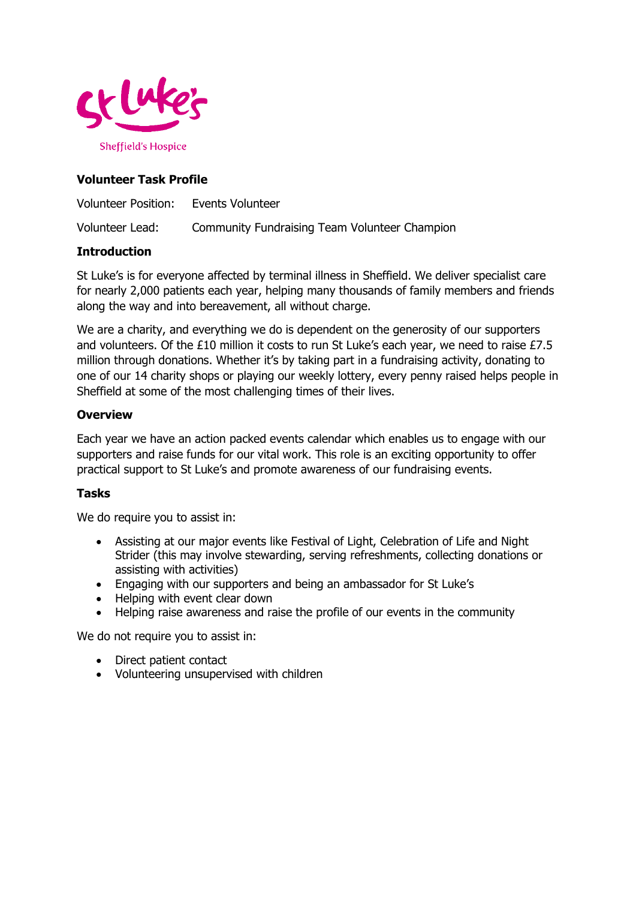St Luke's

Sheffield's Hospice

**Volunteer Task Profile**

Volunteer Position: Events Volunteer

Volunteer Lead: Community Fundraising Team Volunteer Champion

**Introduction**

St Luke's is for everyone affected by terminal illness in Sheffield. We deliver specialist care for nearly 2,000 patients each year, helping many thousands of family members and friends along the way and into bereavement, all without charge.

We are a charity, and everything we do is dependent on the generosity of our supporters and volunteers. Of the £10 million it costs to run St Luke's each year, we need to raise £7.5 million through donations. Whether it's by taking part in a fundraising activity, donating to one of our 14 charity shops or playing our weekly lottery, every penny raised helps people in Sheffield at some of the most challenging times of their lives.

**Overview**

Each year we have an action packed events calendar which enables us to engage with our supporters and raise funds for our vital work. This role is an exciting opportunity to offer practical support to St Luke's and promote awareness of our fundraising events.

**Tasks**

We do require you to assist in:

- Assisting at our major events like Festival of Light, Celebration of Life and Night Strider (this may involve stewarding, serving refreshments, collecting donations or assisting with activities)
- Engaging with our supporters and being an ambassador for St Luke's
- Helping with event clear down
- Helping raise awareness and raise the profile of our events in the community

We do not require you to assist in:

- Direct patient contact
- Volunteering unsupervised with children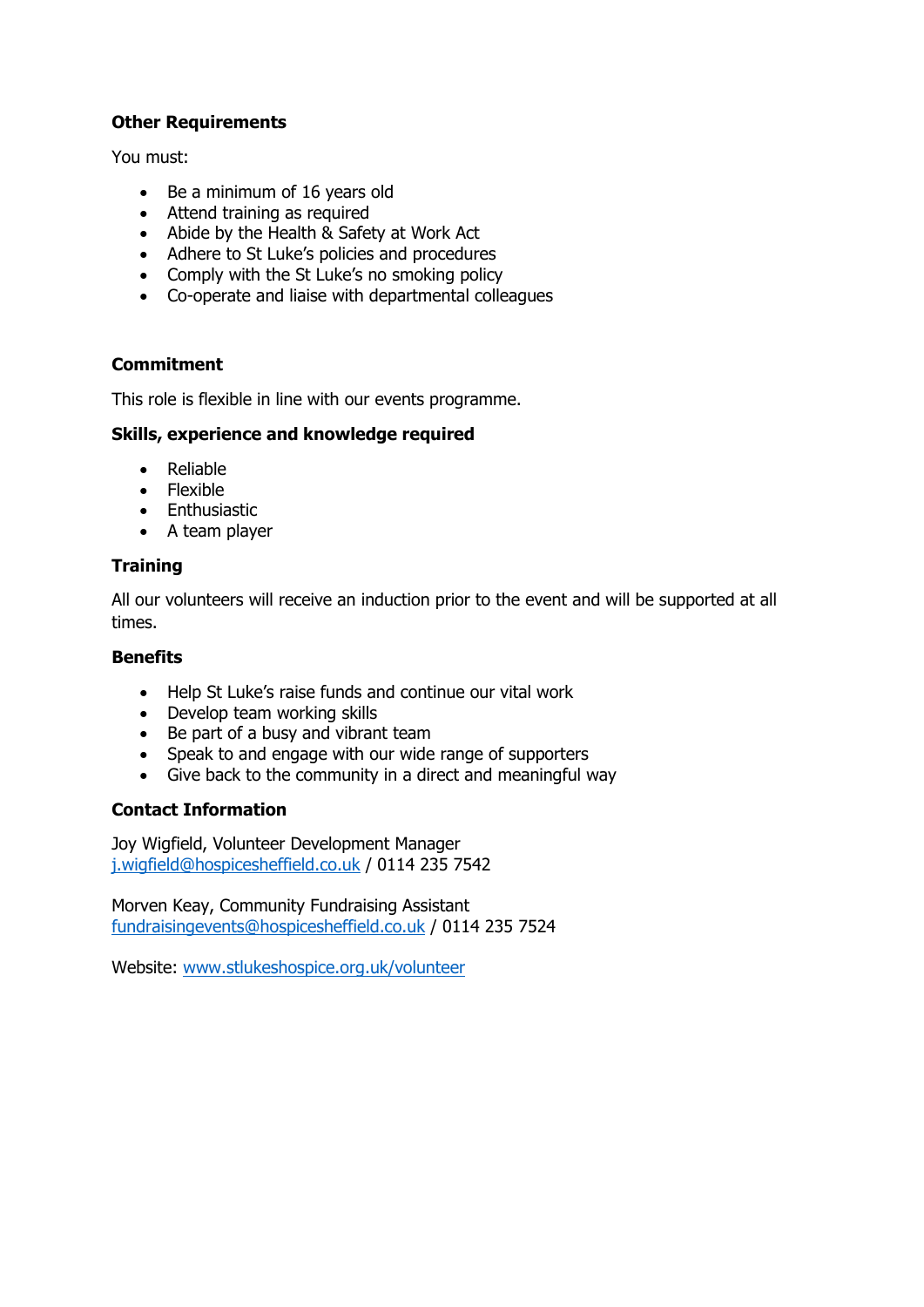**Other Requirements**

You must:

- Be a minimum of 16 years old
- Attend training as required
- Abide by the Health & Safety at Work Act
- Adhere to St Luke's policies and procedures
- Comply with the St Luke's no smoking policy
- Co-operate and liaise with departmental colleagues

**Commitment**

This role is flexible in line with our events programme.

**Skills, experience and knowledge required**

- Reliable
- Flexible
- Enthusiastic
- A team player

**Training**

All our volunteers will receive an induction prior to the event and will be supported at all times.

**Benefits**

- Help St Luke's raise funds and continue our vital work
- Develop team working skills
- Be part of a busy and vibrant team
- Speak to and engage with our wide range of supporters
- Give back to the community in a direct and meaningful way

**Contact Information**

Joy Wigfield, Volunteer Development Manager
j.wigfield@hospicesheffield.co.uk / 0114 235 7542

Morven Keay, Community Fundraising Assistant
fundraisingevents@hospicesheffield.co.uk / 0114 235 7524

Website: www.stlukeshospice.org.uk/volunteer